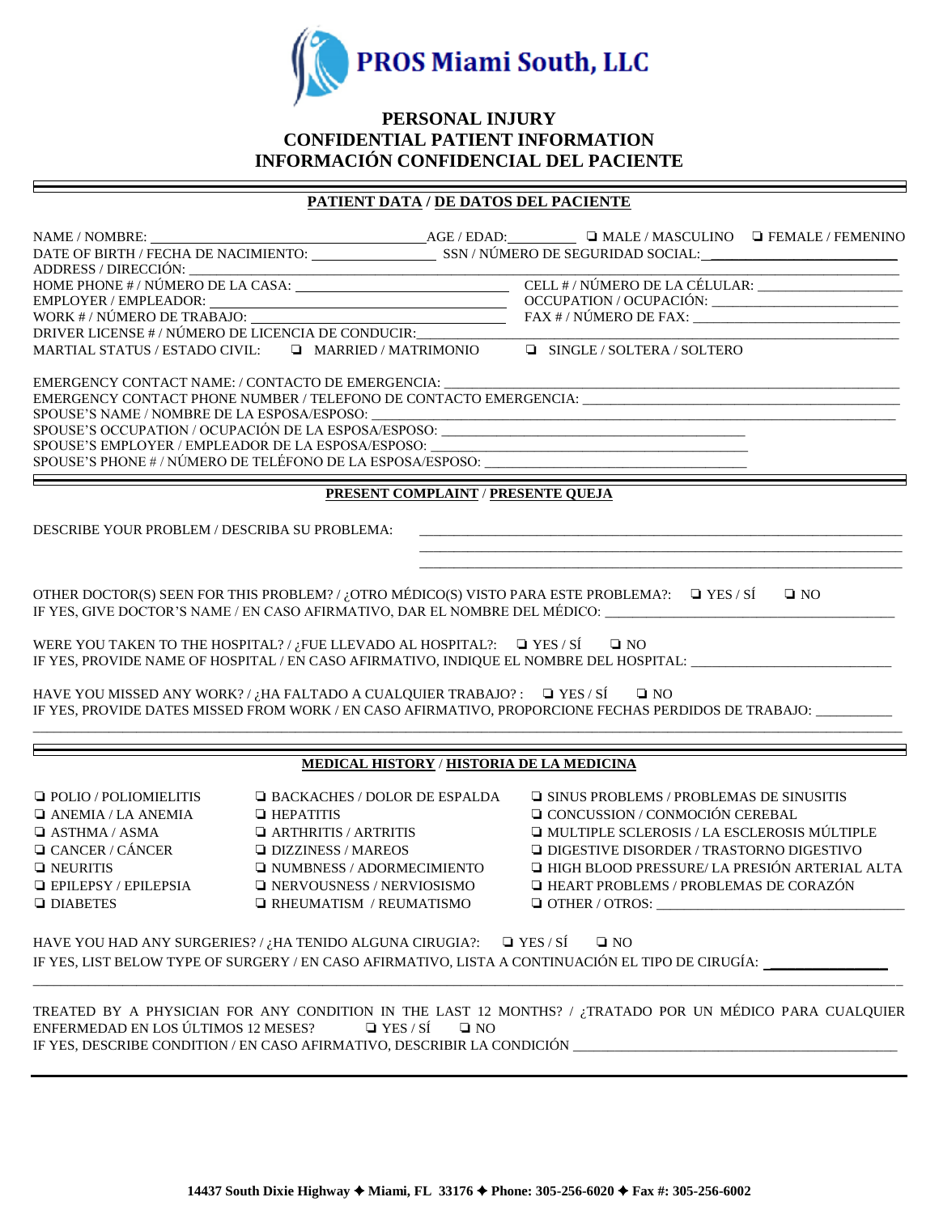PROS Miami South, LLC

# PERSONAL INJURY
# CONFIDENTIAL PATIENT INFORMATION
# INFORMACIÓN CONFIDENCIAL DEL PACIENTE

## PATIENT DATA / DE DATOS DEL PACIENTE

NAME / NOMBRE: ______________________ AGE / EDAD: ________ ❑ MALE / MASCULINO ❑ FEMALE / FEMENINO

DATE OF BIRTH / FECHA DE NACIMIENTO: ______________ SSN / NÚMERO DE SEGURIDAD SOCIAL: ______________

ADDRESS / DIRECCIÓN: ______________________________________________

HOME PHONE # / NÚMERO DE LA CASA: ______________________ CELL # / NÚMERO DE LA CÉLULAR: ______________

EMPLOYER / EMPLEADOR: ______________________ OCCUPATION / OCUPACIÓN: ______________

WORK # / NÚMERO DE TRABAJO: ______________________ FAX # / NÚMERO DE FAX: ______________

DRIVER LICENSE # / NÚMERO DE LICENCIA DE CONDUCIR: ______________________

MARTIAL STATUS / ESTADO CIVIL: ❑ MARRIED / MATRIMONIO ❑ SINGLE / SOLTERA / SOLTERO

EMERGENCY CONTACT NAME: / CONTACTO DE EMERGENCIA: ______________________

EMERGENCY CONTACT PHONE NUMBER / TELEFONO DE CONTACTO EMERGENCIA: ______________________

SPOUSE'S NAME / NOMBRE DE LA ESPOSA/ESPOSO: ______________________

SPOUSE'S OCCUPATION / OCUPACIÓN DE LA ESPOSA/ESPOSO: ______________________

SPOUSE'S EMPLOYER / EMPLEADOR DE LA ESPOSA/ESPOSO: ______________________

SPOUSE'S PHONE # / NÚMERO DE TELÉFONO DE LA ESPOSA/ESPOSO: ______________________

## PRESENT COMPLAINT / PRESENTE QUEJA

DESCRIBE YOUR PROBLEM / DESCRIBA SU PROBLEMA: ______________________________________________

______________________________________________

______________________________________________

OTHER DOCTOR(S) SEEN FOR THIS PROBLEM? / ¿OTRO MÉDICO(S) VISTO PARA ESTE PROBLEMA?: ❑ YES / SÍ ❑ NO

IF YES, GIVE DOCTOR'S NAME / EN CASO AFIRMATIVO, DAR EL NOMBRE DEL MÉDICO: ______________________

WERE YOU TAKEN TO THE HOSPITAL? / ¿FUE LLEVADO AL HOSPITAL?: ❑ YES / SÍ ❑ NO

IF YES, PROVIDE NAME OF HOSPITAL / EN CASO AFIRMATIVO, INDIQUE EL NOMBRE DEL HOSPITAL: ______________________

HAVE YOU MISSED ANY WORK? / ¿HA FALTADO A CUALQUIER TRABAJO? : ❑ YES / SÍ ❑ NO

IF YES, PROVIDE DATES MISSED FROM WORK / EN CASO AFIRMATIVO, PROPORCIONE FECHAS PERDIDOS DE TRABAJO: __________

______________________________________________

## MEDICAL HISTORY / HISTORIA DE LA MEDICINA

| | | |
|---|---|---|
| ❑ POLIO / POLIOMIELITIS | ❑ BACKACHES / DOLOR DE ESPALDA | ❑ SINUS PROBLEMS / PROBLEMAS DE SINUSITIS |
| ❑ ANEMIA / LA ANEMIA | ❑ HEPATITIS | ❑ CONCUSSION / CONMOCIÓN CEREBAL |
| ❑ ASTHMA / ASMA | ❑ ARTHRITIS / ARTRITIS | ❑ MULTIPLE SCLEROSIS / LA ESCLEROSIS MÚLTIPLE |
| ❑ CANCER / CÁNCER | ❑ DIZZINESS / MAREOS | ❑ DIGESTIVE DISORDER / TRASTORNO DIGESTIVO |
| ❑ NEURITIS | ❑ NUMBNESS / ADORMECIMIENTO | ❑ HIGH BLOOD PRESSURE/ LA PRESIÓN ARTERIAL ALTA |
| ❑ EPILEPSY / EPILEPSIA | ❑ NERVOUSNESS / NERVIOSISMO | ❑ HEART PROBLEMS / PROBLEMAS DE CORAZÓN |
| ❑ DIABETES | ❑ RHEUMATISM / REUMATISMO | ❑ OTHER / OTROS: ______________ |

HAVE YOU HAD ANY SURGERIES? / ¿HA TENIDO ALGUNA CIRUGIA?: ❑ YES / SÍ ❑ NO

IF YES, LIST BELOW TYPE OF SURGERY / EN CASO AFIRMATIVO, LISTA A CONTINUACIÓN EL TIPO DE CIRUGÍA: ______________

______________________________________________

TREATED BY A PHYSICIAN FOR ANY CONDITION IN THE LAST 12 MONTHS? / ¿TRATADO POR UN MÉDICO PARA CUALQUIER ENFERMEDAD EN LOS ÚLTIMOS 12 MESES? ❑ YES / SÍ ❑ NO

IF YES, DESCRIBE CONDITION / EN CASO AFIRMATIVO, DESCRIBIR LA CONDICIÓN ______________________

14437 South Dixie Highway ✦ Miami, FL 33176 ✦ Phone: 305-256-6020 ✦ Fax #: 305-256-6002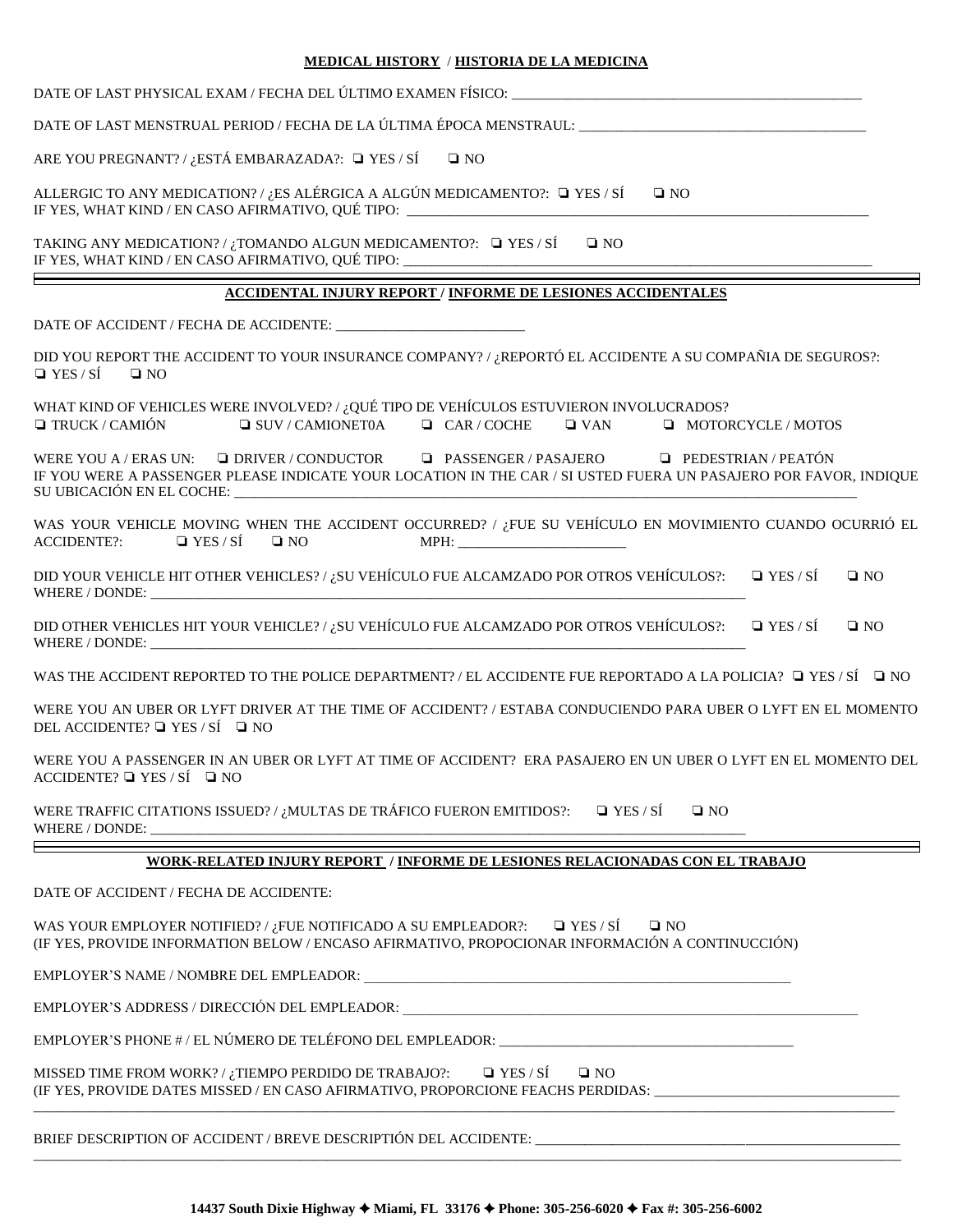## MEDICAL HISTORY / HISTORIA DE LA MEDICINA

DATE OF LAST PHYSICAL EXAM / FECHA DEL ÚLTIMO EXAMEN FÍSICO: ___________________________________________________

DATE OF LAST MENSTRUAL PERIOD / FECHA DE LA ÚLTIMA ÉPOCA MENSTRAUL: ________________________________________

ARE YOU PREGNANT? / ¿ESTÁ EMBARAZADA?: ❑ YES / SÍ ❑ NO

ALLERGIC TO ANY MEDICATION? / ¿ES ALÉRGICA A ALGÚN MEDICAMENTO?: ❑ YES / SÍ ❑ NO
IF YES, WHAT KIND / EN CASO AFIRMATIVO, QUÉ TIPO: ____________________________________________________________________

TAKING ANY MEDICATION? / ¿TOMANDO ALGUN MEDICAMENTO?: ❑ YES / SÍ ❑ NO
IF YES, WHAT KIND / EN CASO AFIRMATIVO, QUÉ TIPO: ____________________________________________________________________

## ACCIDENTAL INJURY REPORT / INFORME DE LESIONES ACCIDENTALES

DATE OF ACCIDENT / FECHA DE ACCIDENTE: ___________________________

DID YOU REPORT THE ACCIDENT TO YOUR INSURANCE COMPANY? / ¿REPORTÓ EL ACCIDENTE A SU COMPAÑIA DE SEGUROS?:
❑ YES / SÍ ❑ NO

WHAT KIND OF VEHICLES WERE INVOLVED? / ¿QUÉ TIPO DE VEHÍCULOS ESTUVIERON INVOLUCRADOS?
❑ TRUCK / CAMIÓN ❑ SUV / CAMIONET0A ❑ CAR / COCHE ❑ VAN ❑ MOTORCYCLE / MOTOS

WERE YOU A / ERAS UN: ❑ DRIVER / CONDUCTOR ❑ PASSENGER / PASAJERO ❑ PEDESTRIAN / PEATÓN
IF YOU WERE A PASSENGER PLEASE INDICATE YOUR LOCATION IN THE CAR / SI USTED FUERA UN PASAJERO POR FAVOR, INDIQUE SU UBICACIÓN EN EL COCHE: ____________________________________________________________________________________________

WAS YOUR VEHICLE MOVING WHEN THE ACCIDENT OCCURRED? / ¿FUE SU VEHÍCULO EN MOVIMIENTO CUANDO OCURRIÓ EL ACCIDENTE?: ❑ YES / SÍ ❑ NO MPH: ________________________

DID YOUR VEHICLE HIT OTHER VEHICLES? / ¿SU VEHÍCULO FUE ALCAMZADO POR OTROS VEHÍCULOS?: ❑ YES / SÍ ❑ NO
WHERE / DONDE: ____________________________________________________________________________________________

DID OTHER VEHICLES HIT YOUR VEHICLE? / ¿SU VEHÍCULO FUE ALCAMZADO POR OTROS VEHÍCULOS?: ❑ YES / SÍ ❑ NO
WHERE / DONDE: ____________________________________________________________________________________________

WAS THE ACCIDENT REPORTED TO THE POLICE DEPARTMENT? / EL ACCIDENTE FUE REPORTADO A LA POLICIA? ❑ YES / SÍ ❑ NO

WERE YOU AN UBER OR LYFT DRIVER AT THE TIME OF ACCIDENT? / ESTABA CONDUCIENDO PARA UBER O LYFT EN EL MOMENTO DEL ACCIDENTE? ❑ YES / SÍ ❑ NO

WERE YOU A PASSENGER IN AN UBER OR LYFT AT TIME OF ACCIDENT? ERA PASAJERO EN UN UBER O LYFT EN EL MOMENTO DEL ACCIDENTE? ❑ YES / SÍ ❑ NO

WERE TRAFFIC CITATIONS ISSUED? / ¿MULTAS DE TRÁFICO FUERON EMITIDOS?: ❑ YES / SÍ ❑ NO
WHERE / DONDE: ____________________________________________________________________________________________

## WORK-RELATED INJURY REPORT / INFORME DE LESIONES RELACIONADAS CON EL TRABAJO

DATE OF ACCIDENT / FECHA DE ACCIDENTE:

WAS YOUR EMPLOYER NOTIFIED? / ¿FUE NOTIFICADO A SU EMPLEADOR?: ❑ YES / SÍ ❑ NO
(IF YES, PROVIDE INFORMATION BELOW / ENCASO AFIRMATIVO, PROPOCIONAR INFORMACIÓN A CONTINUCCIÓN)

EMPLOYER'S NAME / NOMBRE DEL EMPLEADOR: ________________________________________________________________

EMPLOYER'S ADDRESS / DIRECCIÓN DEL EMPLEADOR: _______________________________________________________________________

EMPLOYER'S PHONE # / EL NÚMERO DE TELÉFONO DEL EMPLEADOR: ____________________________________________

MISSED TIME FROM WORK? / ¿TIEMPO PERDIDO DE TRABAJO?: ❑ YES / SÍ ❑ NO
(IF YES, PROVIDE DATES MISSED / EN CASO AFIRMATIVO, PROPORCIONE FEACHS PERDIDAS: __________________________________
____________________________________________________________________________________________________________

BRIEF DESCRIPTION OF ACCIDENT / BREVE DESCRIPTIÓN DEL ACCIDENTE: ______________________________________________________
____________________________________________________________________________________________________________

**14437 South Dixie Highway ✦ Miami, FL 33176 ✦ Phone: 305-256-6020 ✦ Fax #: 305-256-6002**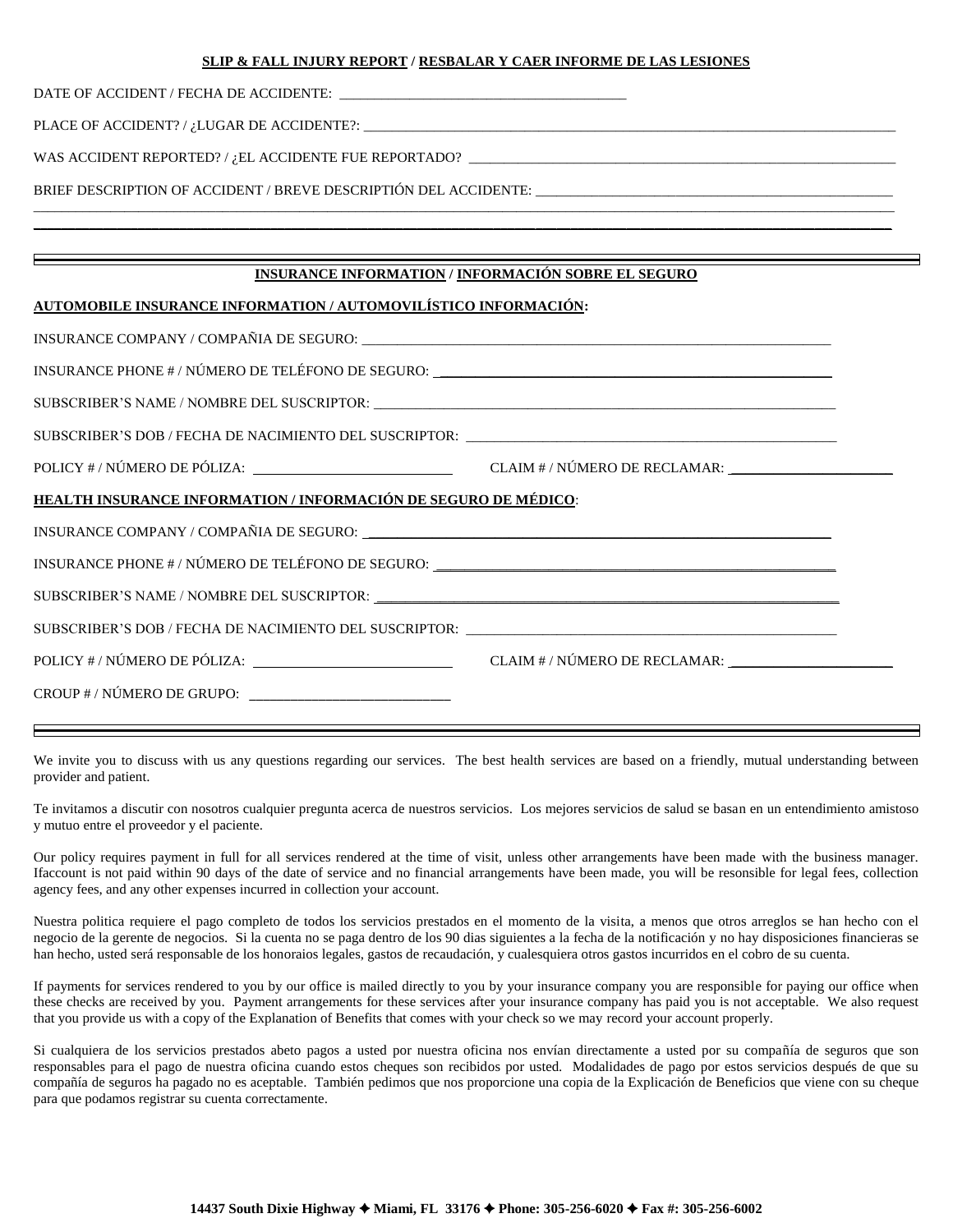**SLIP & FALL INJURY REPORT / RESBALAR Y CAER INFORME DE LAS LESIONES**

DATE OF ACCIDENT / FECHA DE ACCIDENTE: ________________________________________

PLACE OF ACCIDENT? / ¿LUGAR DE ACCIDENTE?: ________________________________________

WAS ACCIDENT REPORTED? / ¿EL ACCIDENTE FUE REPORTADO? ________________________________________

BRIEF DESCRIPTION OF ACCIDENT / BREVE DESCRIPTIÓN DEL ACCIDENTE: ________________________________________

________________________________________________________________________________

________________________________________________________________________________

---

**INSURANCE INFORMATION / INFORMACIÓN SOBRE EL SEGURO**

**AUTOMOBILE INSURANCE INFORMATION / AUTOMOVILÍSTICO INFORMACIÓN:**

INSURANCE COMPANY / COMPAÑIA DE SEGURO: ________________________________________

INSURANCE PHONE # / NÚMERO DE TELÉFONO DE SEGURO: ________________________________________

SUBSCRIBER'S NAME / NOMBRE DEL SUSCRIPTOR: ________________________________________

SUBSCRIBER'S DOB / FECHA DE NACIMIENTO DEL SUSCRIPTOR: ________________________________________

POLICY # / NÚMERO DE PÓLIZA: ____________________ CLAIM # / NÚMERO DE RECLAMAR: ____________________

**HEALTH INSURANCE INFORMATION / INFORMACIÓN DE SEGURO DE MÉDICO:**

INSURANCE COMPANY / COMPAÑIA DE SEGURO: ________________________________________

INSURANCE PHONE # / NÚMERO DE TELÉFONO DE SEGURO: ________________________________________

SUBSCRIBER'S NAME / NOMBRE DEL SUSCRIPTOR: ________________________________________

SUBSCRIBER'S DOB / FECHA DE NACIMIENTO DEL SUSCRIPTOR: ________________________________________

POLICY # / NÚMERO DE PÓLIZA: ____________________ CLAIM # / NÚMERO DE RECLAMAR: ____________________

CROUP # / NÚMERO DE GRUPO: ____________________

---

We invite you to discuss with us any questions regarding our services. The best health services are based on a friendly, mutual understanding between provider and patient.

Te invitamos a discutir con nosotros cualquier pregunta acerca de nuestros servicios. Los mejores servicios de salud se basan en un entendimiento amistoso y mutuo entre el proveedor y el paciente.

Our policy requires payment in full for all services rendered at the time of visit, unless other arrangements have been made with the business manager. Ifaccount is not paid within 90 days of the date of service and no financial arrangements have been made, you will be resonsible for legal fees, collection agency fees, and any other expenses incurred in collection your account.

Nuestra politica requiere el pago completo de todos los servicios prestados en el momento de la visita, a menos que otros arreglos se han hecho con el negocio de la gerente de negocios. Si la cuenta no se paga dentro de los 90 dias siguientes a la fecha de la notificación y no hay disposiciones financieras se han hecho, usted será responsable de los honoraios legales, gastos de recaudación, y cualesquiera otros gastos incurridos en el cobro de su cuenta.

If payments for services rendered to you by our office is mailed directly to you by your insurance company you are responsible for paying our office when these checks are received by you. Payment arrangements for these services after your insurance company has paid you is not acceptable. We also request that you provide us with a copy of the Explanation of Benefits that comes with your check so we may record your account properly.

Si cualquiera de los servicios prestados abeto pagos a usted por nuestra oficina nos envían directamente a usted por su compañía de seguros que son responsables para el pago de nuestra oficina cuando estos cheques son recibidos por usted. Modalidades de pago por estos servicios después de que su compañía de seguros ha pagado no es aceptable. También pedimos que nos proporcione una copia de la Explicación de Beneficios que viene con su cheque para que podamos registrar su cuenta correctamente.

**14437 South Dixie Highway ✦ Miami, FL 33176 ✦ Phone: 305-256-6020 ✦ Fax #: 305-256-6002**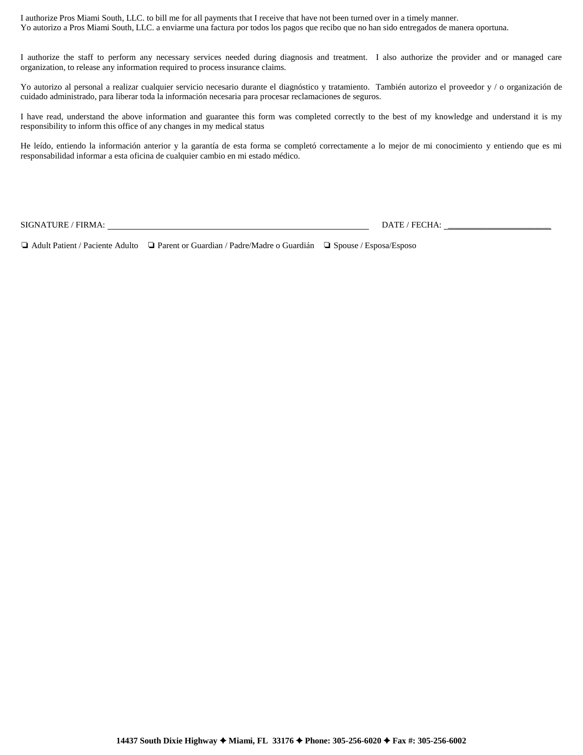I authorize Pros Miami South, LLC. to bill me for all payments that I receive that have not been turned over in a timely manner.
Yo autorizo a Pros Miami South, LLC. a enviarme una factura por todos los pagos que recibo que no han sido entregados de manera oportuna.

I authorize the staff to perform any necessary services needed during diagnosis and treatment. I also authorize the provider and or managed care organization, to release any information required to process insurance claims.

Yo autorizo al personal a realizar cualquier servicio necesario durante el diagnóstico y tratamiento. También autorizo el proveedor y / o organización de cuidado administrado, para liberar toda la información necesaria para procesar reclamaciones de seguros.

I have read, understand the above information and guarantee this form was completed correctly to the best of my knowledge and understand it is my responsibility to inform this office of any changes in my medical status

He leído, entiendo la información anterior y la garantía de esta forma se completó correctamente a lo mejor de mi conocimiento y entiendo que es mi responsabilidad informar a esta oficina de cualquier cambio en mi estado médico.

SIGNATURE / FIRMA: ______________________________ DATE / FECHA: ______________________

❏ Adult Patient / Paciente Adulto ❏ Parent or Guardian / Padre/Madre o Guardián ❏ Spouse / Esposa/Esposo

**14437 South Dixie Highway ✦ Miami, FL 33176 ✦ Phone: 305-256-6020 ✦ Fax #: 305-256-6002**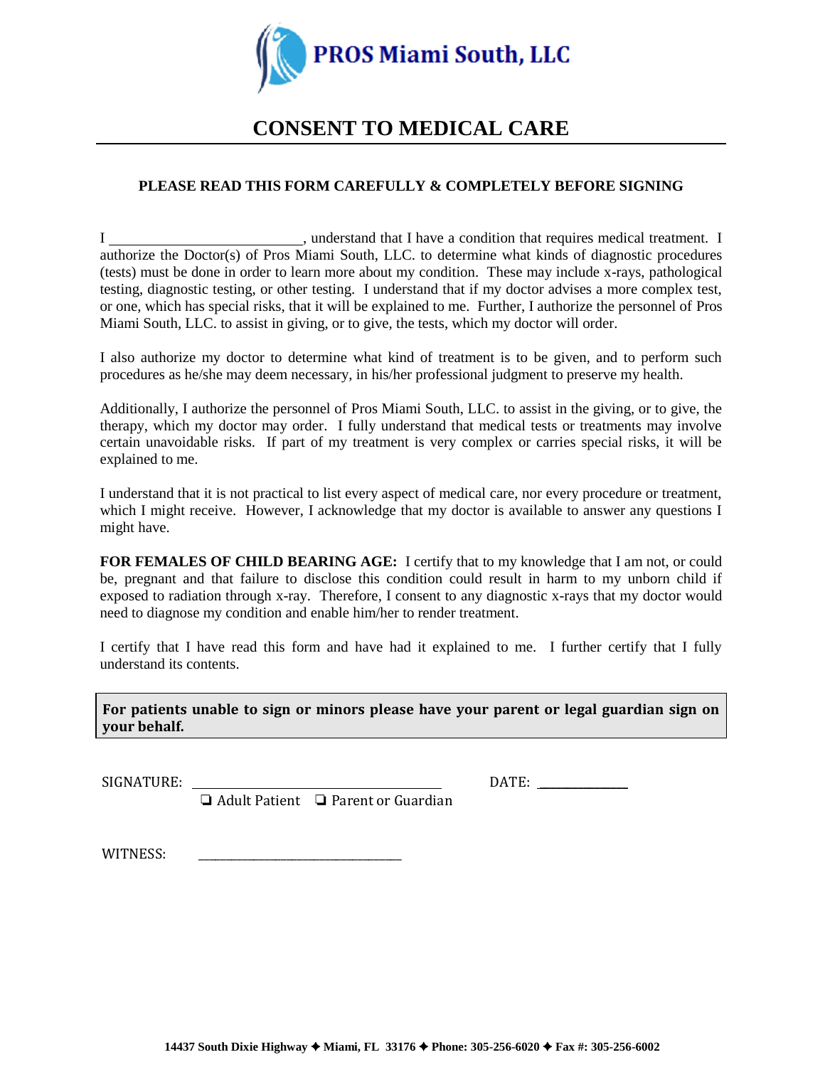**PROS Miami South, LLC**

# CONSENT TO MEDICAL CARE

**PLEASE READ THIS FORM CAREFULLY & COMPLETELY BEFORE SIGNING**

I ___________________________, understand that I have a condition that requires medical treatment. I authorize the Doctor(s) of Pros Miami South, LLC. to determine what kinds of diagnostic procedures (tests) must be done in order to learn more about my condition. These may include x-rays, pathological testing, diagnostic testing, or other testing. I understand that if my doctor advises a more complex test, or one, which has special risks, that it will be explained to me. Further, I authorize the personnel of Pros Miami South, LLC. to assist in giving, or to give, the tests, which my doctor will order.

I also authorize my doctor to determine what kind of treatment is to be given, and to perform such procedures as he/she may deem necessary, in his/her professional judgment to preserve my health.

Additionally, I authorize the personnel of Pros Miami South, LLC. to assist in the giving, or to give, the therapy, which my doctor may order. I fully understand that medical tests or treatments may involve certain unavoidable risks. If part of my treatment is very complex or carries special risks, it will be explained to me.

I understand that it is not practical to list every aspect of medical care, nor every procedure or treatment, which I might receive. However, I acknowledge that my doctor is available to answer any questions I might have.

**FOR FEMALES OF CHILD BEARING AGE:** I certify that to my knowledge that I am not, or could be, pregnant and that failure to disclose this condition could result in harm to my unborn child if exposed to radiation through x-ray. Therefore, I consent to any diagnostic x-rays that my doctor would need to diagnose my condition and enable him/her to render treatment.

I certify that I have read this form and have had it explained to me. I further certify that I fully understand its contents.

**For patients unable to sign or minors please have your parent or legal guardian sign on your behalf.**

SIGNATURE: ______________________________ DATE: ____________

❏ Adult Patient ❏ Parent or Guardian

WITNESS: ______________________________

14437 South Dixie Highway ✦ Miami, FL 33176 ✦ Phone: 305-256-6020 ✦ Fax #: 305-256-6002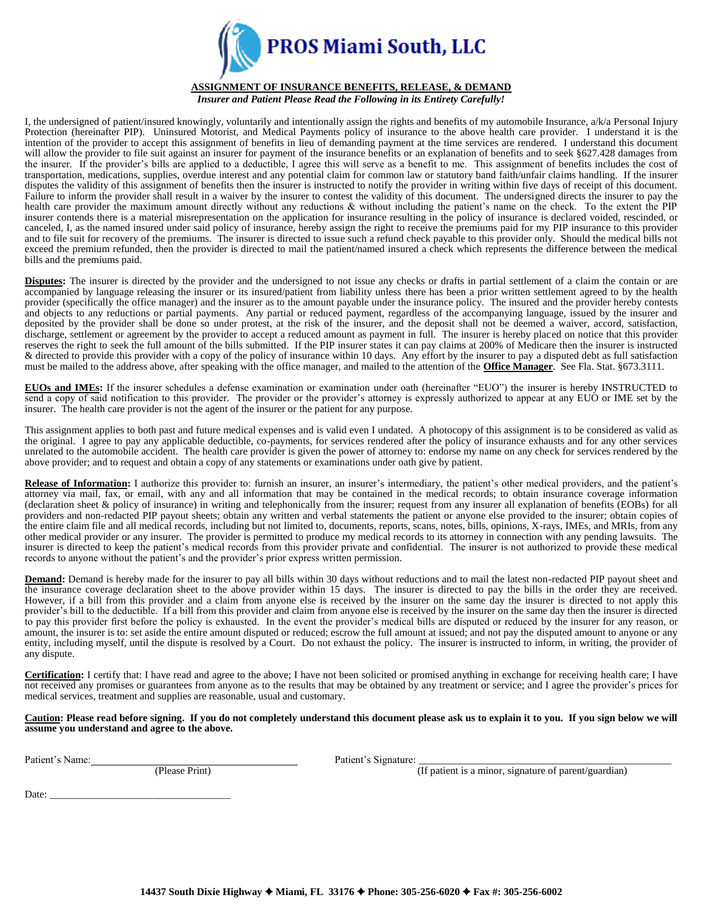# PROS Miami South, LLC

**ASSIGNMENT OF INSURANCE BENEFITS, RELEASE, & DEMAND**

***Insurer and Patient Please Read the Following in its Entirety Carefully!***

I, the undersigned of patient/insured knowingly, voluntarily and intentionally assign the rights and benefits of my automobile Insurance, a/k/a Personal Injury Protection (hereinafter PIP). Uninsured Motorist, and Medical Payments policy of insurance to the above health care provider. I understand it is the intention of the provider to accept this assignment of benefits in lieu of demanding payment at the time services are rendered. I understand this document will allow the provider to file suit against an insurer for payment of the insurance benefits or an explanation of benefits and to seek §627.428 damages from the insurer. If the provider's bills are applied to a deductible, I agree this will serve as a benefit to me. This assignment of benefits includes the cost of transportation, medications, supplies, overdue interest and any potential claim for common law or statutory band faith/unfair claims handling. If the insurer disputes the validity of this assignment of benefits then the insurer is instructed to notify the provider in writing within five days of receipt of this document. Failure to inform the provider shall result in a waiver by the insurer to contest the validity of this document. The undersigned directs the insurer to pay the health care provider the maximum amount directly without any reductions & without including the patient's name on the check. To the extent the PIP insurer contends there is a material misrepresentation on the application for insurance resulting in the policy of insurance is declared voided, rescinded, or canceled, I, as the named insured under said policy of insurance, hereby assign the right to receive the premiums paid for my PIP insurance to this provider and to file suit for recovery of the premiums. The insurer is directed to issue such a refund check payable to this provider only. Should the medical bills not exceed the premium refunded, then the provider is directed to mail the patient/named insured a check which represents the difference between the medical bills and the premiums paid.

**Disputes:** The insurer is directed by the provider and the undersigned to not issue any checks or drafts in partial settlement of a claim the contain or are accompanied by language releasing the insurer or its insured/patient from liability unless there has been a prior written settlement agreed to by the health provider (specifically the office manager) and the insurer as to the amount payable under the insurance policy. The insured and the provider hereby contests and objects to any reductions or partial payments. Any partial or reduced payment, regardless of the accompanying language, issued by the insurer and deposited by the provider shall be done so under protest, at the risk of the insurer, and the deposit shall not be deemed a waiver, accord, satisfaction, discharge, settlement or agreement by the provider to accept a reduced amount as payment in full. The insurer is hereby placed on notice that this provider reserves the right to seek the full amount of the bills submitted. If the PIP insurer states it can pay claims at 200% of Medicare then the insurer is instructed & directed to provide this provider with a copy of the policy of insurance within 10 days. Any effort by the insurer to pay a disputed debt as full satisfaction must be mailed to the address above, after speaking with the office manager, and mailed to the attention of the **Office Manager**. See Fla. Stat. §673.3111.

**EUOs and IMEs:** If the insurer schedules a defense examination or examination under oath (hereinafter "EUO") the insurer is hereby INSTRUCTED to send a copy of said notification to this provider. The provider or the provider's attorney is expressly authorized to appear at any EUO or IME set by the insurer. The health care provider is not the agent of the insurer or the patient for any purpose.

This assignment applies to both past and future medical expenses and is valid even I undated. A photocopy of this assignment is to be considered as valid as the original. I agree to pay any applicable deductible, co-payments, for services rendered after the policy of insurance exhausts and for any other services unrelated to the automobile accident. The health care provider is given the power of attorney to: endorse my name on any check for services rendered by the above provider; and to request and obtain a copy of any statements or examinations under oath give by patient.

**Release of Information:** I authorize this provider to: furnish an insurer, an insurer's intermediary, the patient's other medical providers, and the patient's attorney via mail, fax, or email, with any and all information that may be contained in the medical records; to obtain insurance coverage information (declaration sheet & policy of insurance) in writing and telephonically from the insurer; request from any insurer all explanation of benefits (EOBs) for all providers and non-redacted PIP payout sheets; obtain any written and verbal statements the patient or anyone else provided to the insurer; obtain copies of the entire claim file and all medical records, including but not limited to, documents, reports, scans, notes, bills, opinions, X-rays, IMEs, and MRIs, from any other medical provider or any insurer. The provider is permitted to produce my medical records to its attorney in connection with any pending lawsuits. The insurer is directed to keep the patient's medical records from this provider private and confidential. The insurer is not authorized to provide these medical records to anyone without the patient's and the provider's prior express written permission.

**Demand:** Demand is hereby made for the insurer to pay all bills within 30 days without reductions and to mail the latest non-redacted PIP payout sheet and the insurance coverage declaration sheet to the above provider within 15 days. The insurer is directed to pay the bills in the order they are received. However, if a bill from this provider and a claim from anyone else is received by the insurer on the same day the insurer is directed to not apply this provider's bill to the deductible. If a bill from this provider and claim from anyone else is received by the insurer on the same day then the insurer is directed to pay this provider first before the policy is exhausted. In the event the provider's medical bills are disputed or reduced by the insurer for any reason, or amount, the insurer is to: set aside the entire amount disputed or reduced; escrow the full amount at issued; and not pay the disputed amount to anyone or any entity, including myself, until the dispute is resolved by a Court. Do not exhaust the policy. The insurer is instructed to inform, in writing, the provider of any dispute.

**Certification:** I certify that: I have read and agree to the above; I have not been solicited or promised anything in exchange for receiving health care; I have not received any promises or guarantees from anyone as to the results that may be obtained by any treatment or service; and I agree the provider's prices for medical services, treatment and supplies are reasonable, usual and customary.

**Caution: Please read before signing. If you do not completely understand this document please ask us to explain it to you. If you sign below we will assume you understand and agree to the above.**

Patient's Name: ______________________________ (Please Print)

Patient's Signature: ______________________________ (If patient is a minor, signature of parent/guardian)

Date: ______________________________

**14437 South Dixie Highway ✦ Miami, FL 33176 ✦ Phone: 305-256-6020 ✦ Fax #: 305-256-6002**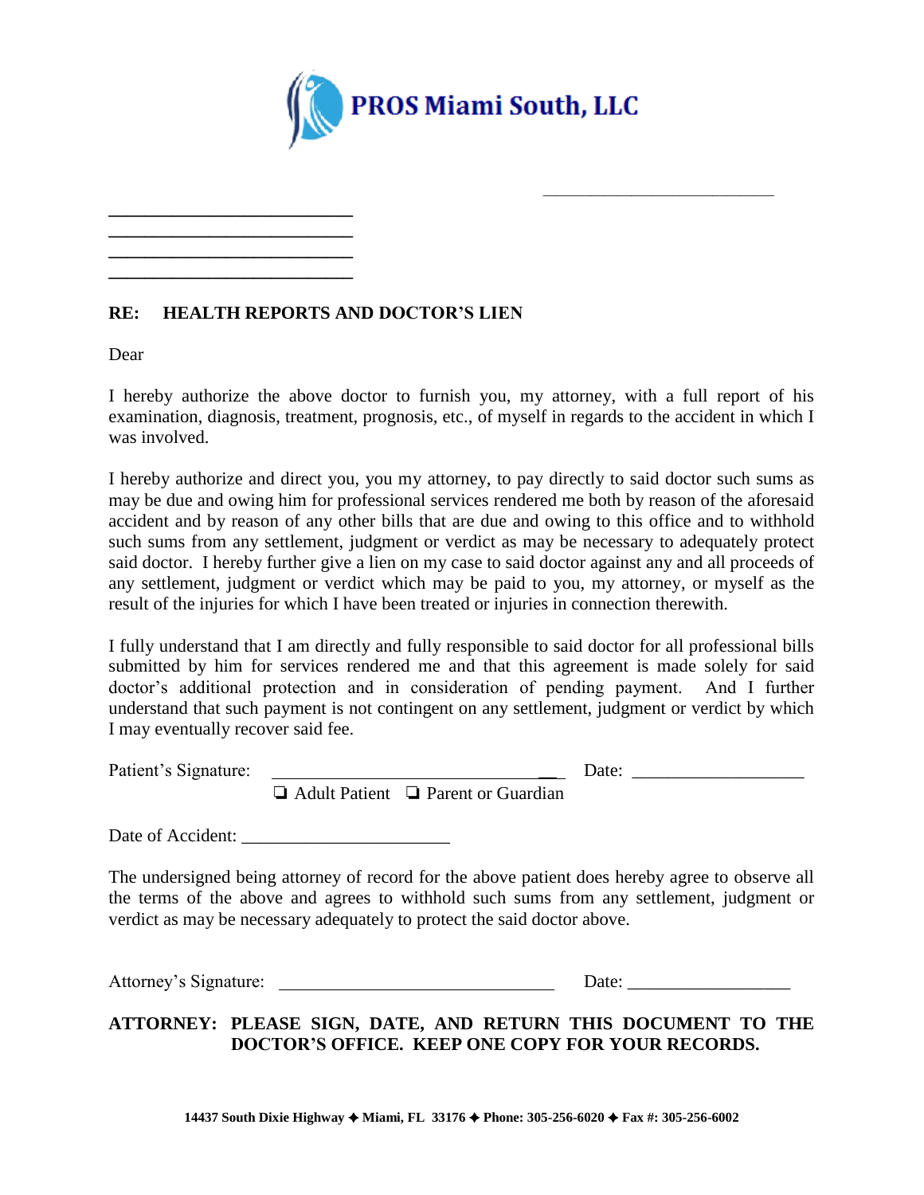**PROS Miami South, LLC**

\_\_\_\_\_\_\_\_\_\_\_\_\_\_\_\_\_\_\_\_\_\_\_\_\_\_

\_\_\_\_\_\_\_\_\_\_\_\_\_\_\_\_\_\_\_\_\_\_\_\_\_\_
\_\_\_\_\_\_\_\_\_\_\_\_\_\_\_\_\_\_\_\_\_\_\_\_\_\_
\_\_\_\_\_\_\_\_\_\_\_\_\_\_\_\_\_\_\_\_\_\_\_\_\_\_
\_\_\_\_\_\_\_\_\_\_\_\_\_\_\_\_\_\_\_\_\_\_\_\_\_\_

**RE: HEALTH REPORTS AND DOCTOR'S LIEN**

Dear

I hereby authorize the above doctor to furnish you, my attorney, with a full report of his examination, diagnosis, treatment, prognosis, etc., of myself in regards to the accident in which I was involved.

I hereby authorize and direct you, you my attorney, to pay directly to said doctor such sums as may be due and owing him for professional services rendered me both by reason of the aforesaid accident and by reason of any other bills that are due and owing to this office and to withhold such sums from any settlement, judgment or verdict as may be necessary to adequately protect said doctor. I hereby further give a lien on my case to said doctor against any and all proceeds of any settlement, judgment or verdict which may be paid to you, my attorney, or myself as the result of the injuries for which I have been treated or injuries in connection therewith.

I fully understand that I am directly and fully responsible to said doctor for all professional bills submitted by him for services rendered me and that this agreement is made solely for said doctor's additional protection and in consideration of pending payment. And I further understand that such payment is not contingent on any settlement, judgment or verdict by which I may eventually recover said fee.

Patient's Signature: \_\_\_\_\_\_\_\_\_\_\_\_\_\_\_\_\_\_\_\_\_\_\_\_\_\_\_\_\_\_ Date: \_\_\_\_\_\_\_\_\_\_\_\_\_\_\_\_\_\_

❑ Adult Patient ❑ Parent or Guardian

Date of Accident: \_\_\_\_\_\_\_\_\_\_\_\_\_\_\_\_\_\_\_\_\_\_

The undersigned being attorney of record for the above patient does hereby agree to observe all the terms of the above and agrees to withhold such sums from any settlement, judgment or verdict as may be necessary adequately to protect the said doctor above.

Attorney's Signature: \_\_\_\_\_\_\_\_\_\_\_\_\_\_\_\_\_\_\_\_\_\_\_\_\_\_\_\_\_\_ Date: \_\_\_\_\_\_\_\_\_\_\_\_\_\_\_\_\_\_

**ATTORNEY: PLEASE SIGN, DATE, AND RETURN THIS DOCUMENT TO THE DOCTOR'S OFFICE. KEEP ONE COPY FOR YOUR RECORDS.**

**14437 South Dixie Highway ✦ Miami, FL 33176 ✦ Phone: 305-256-6020 ✦ Fax #: 305-256-6002**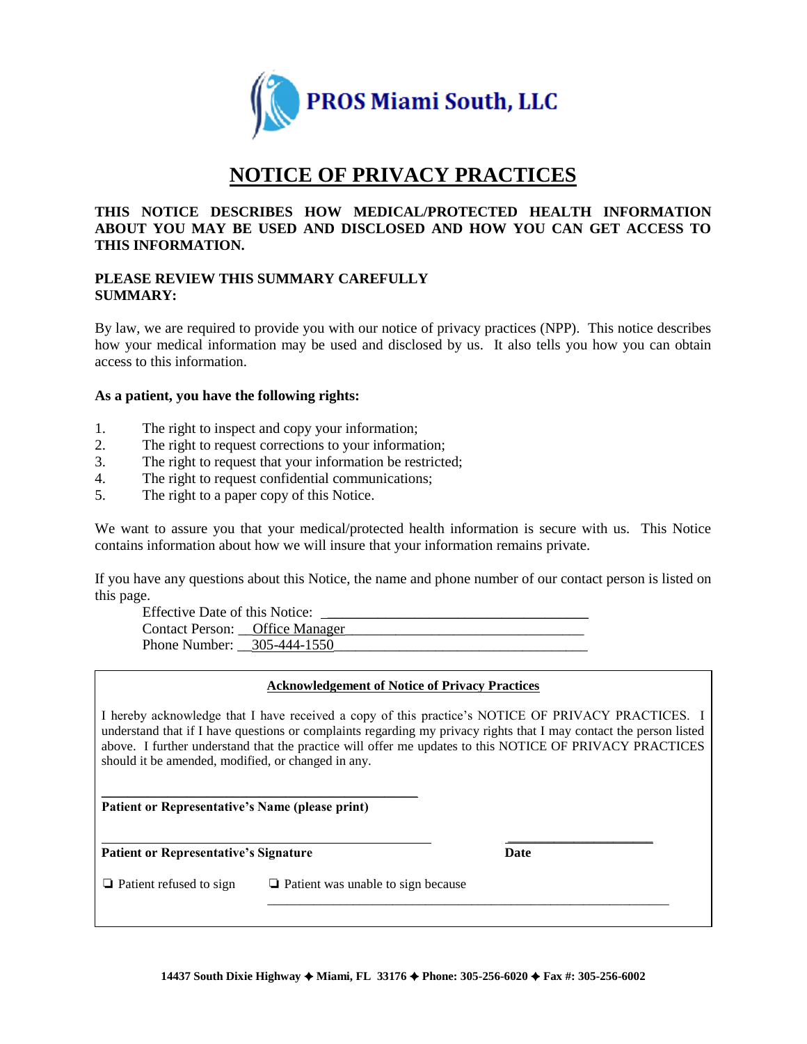PROS Miami South, LLC

# NOTICE OF PRIVACY PRACTICES

**THIS NOTICE DESCRIBES HOW MEDICAL/PROTECTED HEALTH INFORMATION ABOUT YOU MAY BE USED AND DISCLOSED AND HOW YOU CAN GET ACCESS TO THIS INFORMATION.**

**PLEASE REVIEW THIS SUMMARY CAREFULLY**
**SUMMARY:**

By law, we are required to provide you with our notice of privacy practices (NPP). This notice describes how your medical information may be used and disclosed by us. It also tells you how you can obtain access to this information.

**As a patient, you have the following rights:**

1. The right to inspect and copy your information;
2. The right to request corrections to your information;
3. The right to request that your information be restricted;
4. The right to request confidential communications;
5. The right to a paper copy of this Notice.

We want to assure you that your medical/protected health information is secure with us. This Notice contains information about how we will insure that your information remains private.

If you have any questions about this Notice, the name and phone number of our contact person is listed on this page.

Effective Date of this Notice: ___________________________
Contact Person: Office Manager
Phone Number: 305-444-1550

**Acknowledgement of Notice of Privacy Practices**

I hereby acknowledge that I have received a copy of this practice's NOTICE OF PRIVACY PRACTICES. I understand that if I have questions or complaints regarding my privacy rights that I may contact the person listed above. I further understand that the practice will offer me updates to this NOTICE OF PRIVACY PRACTICES should it be amended, modified, or changed in any.

___________________________
**Patient or Representative's Name (please print)**

___________________________ ___________________
**Patient or Representative's Signature** **Date**

❏ Patient refused to sign ❏ Patient was unable to sign because ___________________________

14437 South Dixie Highway ✦ Miami, FL 33176 ✦ Phone: 305-256-6020 ✦ Fax #: 305-256-6002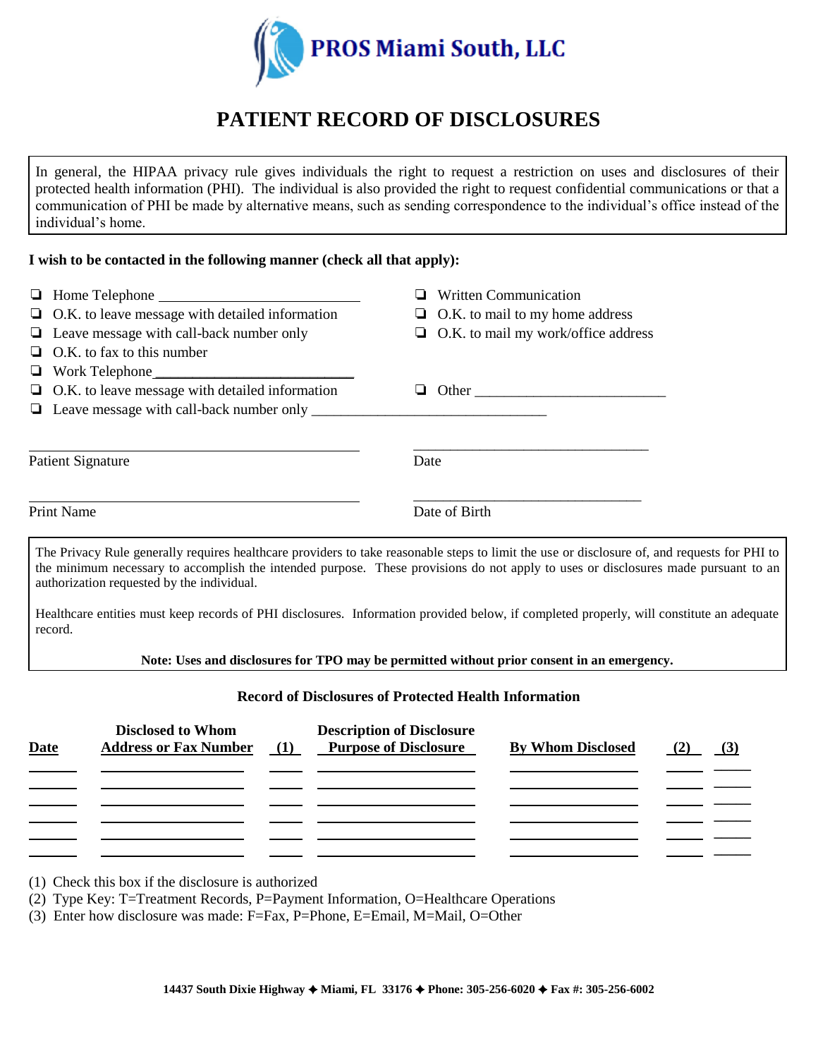# PROS Miami South, LLC

## PATIENT RECORD OF DISCLOSURES

In general, the HIPAA privacy rule gives individuals the right to request a restriction on uses and disclosures of their protected health information (PHI). The individual is also provided the right to request confidential communications or that a communication of PHI be made by alternative means, such as sending correspondence to the individual's office instead of the individual's home.

**I wish to be contacted in the following manner (check all that apply):**

- ❏ Home Telephone ____________________________
- ❏ O.K. to leave message with detailed information
- ❏ Leave message with call-back number only
- ❏ O.K. to fax to this number
- ❏ Work Telephone ____________________________
- ❏ O.K. to leave message with detailed information
- ❏ Leave message with call-back number only ________________________________

- ❏ Written Communication
- ❏ O.K. to mail to my home address
- ❏ O.K. to mail my work/office address
- ❏ Other ___________________________

_____________________________________________ Patient Signature

_________________________________ Date

_____________________________________________ Print Name

_________________________________ Date of Birth

The Privacy Rule generally requires healthcare providers to take reasonable steps to limit the use or disclosure of, and requests for PHI to the minimum necessary to accomplish the intended purpose. These provisions do not apply to uses or disclosures made pursuant to an authorization requested by the individual.

Healthcare entities must keep records of PHI disclosures. Information provided below, if completed properly, will constitute an adequate record.

**Note: Uses and disclosures for TPO may be permitted without prior consent in an emergency.**

### Record of Disclosures of Protected Health Information

| Date | Disclosed to Whom Address or Fax Number | (1) | Description of Disclosure Purpose of Disclosure | By Whom Disclosed | (2) | (3) |
|---|---|---|---|---|---|---|
| | | | | | | |
| | | | | | | |
| | | | | | | |
| | | | | | | |
| | | | | | | |

(1) Check this box if the disclosure is authorized
(2) Type Key: T=Treatment Records, P=Payment Information, O=Healthcare Operations
(3) Enter how disclosure was made: F=Fax, P=Phone, E=Email, M=Mail, O=Other

**14437 South Dixie Highway ✦ Miami, FL 33176 ✦ Phone: 305-256-6020 ✦ Fax #: 305-256-6002**